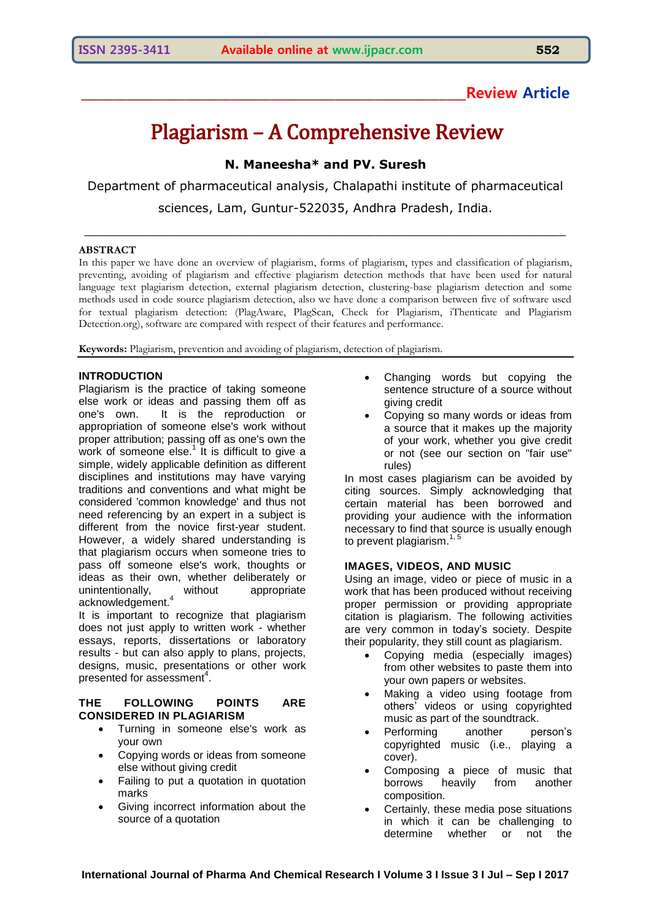**Review Article**

# Plagiarism – A Comprehensive Review

### N. Maneesha* and PV. Suresh

Department of pharmaceutical analysis, Chalapathi institute of pharmaceutical sciences, Lam, Guntur-522035, Andhra Pradesh, India.

## ABSTRACT

In this paper we have done an overview of plagiarism, forms of plagiarism, types and classification of plagiarism, preventing, avoiding of plagiarism and effective plagiarism detection methods that have been used for natural language text plagiarism detection, external plagiarism detection, clustering-base plagiarism detection and some methods used in code source plagiarism detection, also we have done a comparison between five of software used for textual plagiarism detection: (PlagAware, PlagScan, Check for Plagiarism, iThenticate and Plagiarism Detection.org), software are compared with respect of their features and performance.

**Keywords:** Plagiarism, prevention and avoiding of plagiarism, detection of plagiarism.

## INTRODUCTION

Plagiarism is the practice of taking someone else work or ideas and passing them off as one's own. It is the reproduction or appropriation of someone else's work without proper attribution; passing off as one's own the work of someone else.[1] It is difficult to give a simple, widely applicable definition as different disciplines and institutions may have varying traditions and conventions and what might be considered 'common knowledge' and thus not need referencing by an expert in a subject is different from the novice first-year student. However, a widely shared understanding is that plagiarism occurs when someone tries to pass off someone else's work, thoughts or ideas as their own, whether deliberately or unintentionally, without appropriate acknowledgement.[4]

It is important to recognize that plagiarism does not just apply to written work - whether essays, reports, dissertations or laboratory results - but can also apply to plans, projects, designs, music, presentations or other work presented for assessment[4].

## THE FOLLOWING POINTS ARE CONSIDERED IN PLAGIARISM

- Turning in someone else's work as your own
- Copying words or ideas from someone else without giving credit
- Failing to put a quotation in quotation marks
- Giving incorrect information about the source of a quotation
- Changing words but copying the sentence structure of a source without giving credit
- Copying so many words or ideas from a source that it makes up the majority of your work, whether you give credit or not (see our section on "fair use" rules)

In most cases plagiarism can be avoided by citing sources. Simply acknowledging that certain material has been borrowed and providing your audience with the information necessary to find that source is usually enough to prevent plagiarism.[1, 5]

## IMAGES, VIDEOS, AND MUSIC

Using an image, video or piece of music in a work that has been produced without receiving proper permission or providing appropriate citation is plagiarism. The following activities are very common in today's society. Despite their popularity, they still count as plagiarism.

- Copying media (especially images) from other websites to paste them into your own papers or websites.
- Making a video using footage from others' videos or using copyrighted music as part of the soundtrack.
- Performing another person's copyrighted music (i.e., playing a cover).
- Composing a piece of music that borrows heavily from another composition.
- Certainly, these media pose situations in which it can be challenging to determine whether or not the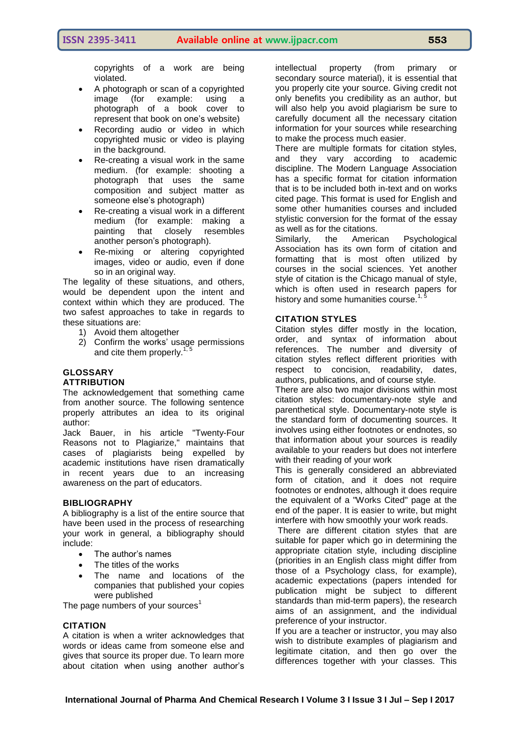copyrights of a work are being violated.

- A photograph or scan of a copyrighted image (for example: using a photograph of a book cover to represent that book on one's website)
- Recording audio or video in which copyrighted music or video is playing in the background.
- Re-creating a visual work in the same medium. (for example: shooting a photograph that uses the same composition and subject matter as someone else's photograph)
- Re-creating a visual work in a different medium (for example: making a painting that closely resembles another person's photograph).
- Re-mixing or altering copyrighted images, video or audio, even if done so in an original way.

The legality of these situations, and others, would be dependent upon the intent and context within which they are produced. The two safest approaches to take in regards to these situations are:

1) Avoid them altogether
2) Confirm the works' usage permissions and cite them properly.[1, 5]

## GLOSSARY

### ATTRIBUTION

The acknowledgement that something came from another source. The following sentence properly attributes an idea to its original author:

Jack Bauer, in his article "Twenty-Four Reasons not to Plagiarize," maintains that cases of plagiarists being expelled by academic institutions have risen dramatically in recent years due to an increasing awareness on the part of educators.

### BIBLIOGRAPHY

A bibliography is a list of the entire source that have been used in the process of researching your work in general, a bibliography should include:

- The author's names
- The titles of the works
- The name and locations of the companies that published your copies were published

The page numbers of your sources[1]

### CITATION

A citation is when a writer acknowledges that words or ideas came from someone else and gives that source its proper due. To learn more about citation when using another author's intellectual property (from primary or secondary source material), it is essential that you properly cite your source. Giving credit not only benefits you credibility as an author, but will also help you avoid plagiarism be sure to carefully document all the necessary citation information for your sources while researching to make the process much easier.

There are multiple formats for citation styles, and they vary according to academic discipline. The Modern Language Association has a specific format for citation information that is to be included both in-text and on works cited page. This format is used for English and some other humanities courses and included stylistic conversion for the format of the essay as well as for the citations.

Similarly, the American Psychological Association has its own form of citation and formatting that is most often utilized by courses in the social sciences. Yet another style of citation is the Chicago manual of style, which is often used in research papers for history and some humanities course.[1, 5]

## CITATION STYLES

Citation styles differ mostly in the location, order, and syntax of information about references. The number and diversity of citation styles reflect different priorities with respect to concision, readability, dates, authors, publications, and of course style.

There are also two major divisions within most citation styles: documentary-note style and parenthetical style. Documentary-note style is the standard form of documenting sources. It involves using either footnotes or endnotes, so that information about your sources is readily available to your readers but does not interfere with their reading of your work

This is generally considered an abbreviated form of citation, and it does not require footnotes or endnotes, although it does require the equivalent of a "Works Cited" page at the end of the paper. It is easier to write, but might interfere with how smoothly your work reads.

There are different citation styles that are suitable for paper which go in determining the appropriate citation style, including discipline (priorities in an English class might differ from those of a Psychology class, for example), academic expectations (papers intended for publication might be subject to different standards than mid-term papers), the research aims of an assignment, and the individual preference of your instructor.

If you are a teacher or instructor, you may also wish to distribute examples of plagiarism and legitimate citation, and then go over the differences together with your classes. This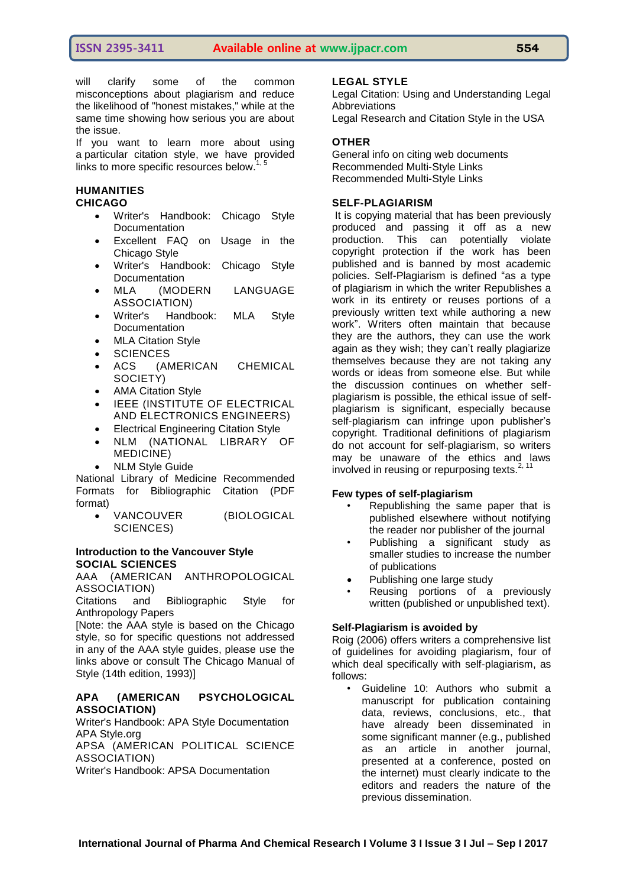will clarify some of the common misconceptions about plagiarism and reduce the likelihood of "honest mistakes," while at the same time showing how serious you are about the issue.

If you want to learn more about using a particular citation style, we have provided links to more specific resources below.[1, 5]

## HUMANITIES

### CHICAGO

- Writer's Handbook: Chicago Style Documentation
- Excellent FAQ on Usage in the Chicago Style
- Writer's Handbook: Chicago Style Documentation
- MLA (MODERN LANGUAGE ASSOCIATION)
- Writer's Handbook: MLA Style Documentation
- MLA Citation Style
- SCIENCES
- ACS (AMERICAN CHEMICAL SOCIETY)
- AMA Citation Style
- IEEE (INSTITUTE OF ELECTRICAL AND ELECTRONICS ENGINEERS)
- Electrical Engineering Citation Style
- NLM (NATIONAL LIBRARY OF MEDICINE)
- NLM Style Guide

National Library of Medicine Recommended Formats for Bibliographic Citation (PDF format)

- VANCOUVER (BIOLOGICAL SCIENCES)

**Introduction to the Vancouver Style**

### SOCIAL SCIENCES

AAA (AMERICAN ANTHROPOLOGICAL ASSOCIATION)

Citations and Bibliographic Style for Anthropology Papers

[Note: the AAA style is based on the Chicago style, so for specific questions not addressed in any of the AAA style guides, please use the links above or consult The Chicago Manual of Style (14th edition, 1993)]

### APA (AMERICAN PSYCHOLOGICAL ASSOCIATION)

Writer's Handbook: APA Style Documentation

APA Style.org

APSA (AMERICAN POLITICAL SCIENCE ASSOCIATION)

Writer's Handbook: APSA Documentation

### LEGAL STYLE

Legal Citation: Using and Understanding Legal Abbreviations

Legal Research and Citation Style in the USA

### OTHER

General info on citing web documents

Recommended Multi-Style Links

Recommended Multi-Style Links

## SELF-PLAGIARISM

It is copying material that has been previously produced and passing it off as a new production. This can potentially violate copyright protection if the work has been published and is banned by most academic policies. Self-Plagiarism is defined "as a type of plagiarism in which the writer Republishes a work in its entirety or reuses portions of a previously written text while authoring a new work". Writers often maintain that because they are the authors, they can use the work again as they wish; they can't really plagiarize themselves because they are not taking any words or ideas from someone else. But while the discussion continues on whether self-plagiarism is possible, the ethical issue of self-plagiarism is significant, especially because self-plagiarism can infringe upon publisher's copyright. Traditional definitions of plagiarism do not account for self-plagiarism, so writers may be unaware of the ethics and laws involved in reusing or repurposing texts.[2, 11]

### Few types of self-plagiarism

- Republishing the same paper that is published elsewhere without notifying the reader nor publisher of the journal
- Publishing a significant study as smaller studies to increase the number of publications
- Publishing one large study
- Reusing portions of a previously written (published or unpublished text).

### Self-Plagiarism is avoided by

Roig (2006) offers writers a comprehensive list of guidelines for avoiding plagiarism, four of which deal specifically with self-plagiarism, as follows:

- Guideline 10: Authors who submit a manuscript for publication containing data, reviews, conclusions, etc., that have already been disseminated in some significant manner (e.g., published as an article in another journal, presented at a conference, posted on the internet) must clearly indicate to the editors and readers the nature of the previous dissemination.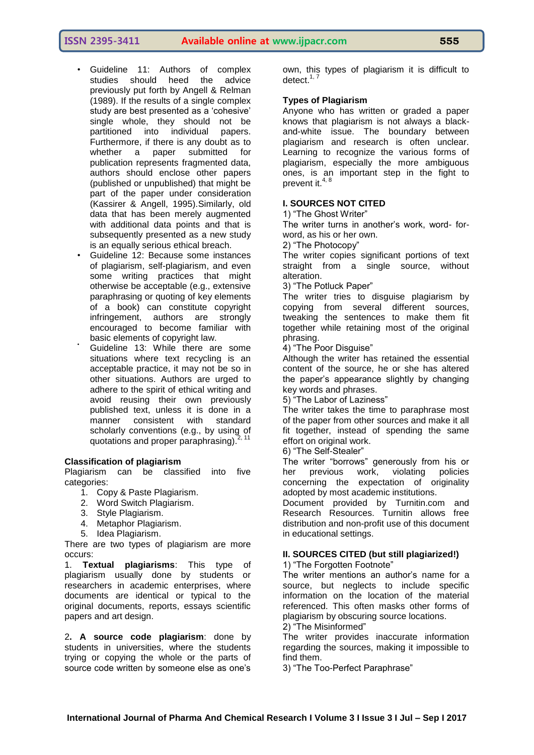- Guideline 11: Authors of complex studies should heed the advice previously put forth by Angell & Relman (1989). If the results of a single complex study are best presented as a 'cohesive' single whole, they should not be partitioned into individual papers. Furthermore, if there is any doubt as to whether a paper submitted for publication represents fragmented data, authors should enclose other papers (published or unpublished) that might be part of the paper under consideration (Kassirer & Angell, 1995).Similarly, old data that has been merely augmented with additional data points and that is subsequently presented as a new study is an equally serious ethical breach.
- Guideline 12: Because some instances of plagiarism, self-plagiarism, and even some writing practices that might otherwise be acceptable (e.g., extensive paraphrasing or quoting of key elements of a book) can constitute copyright infringement, authors are strongly encouraged to become familiar with basic elements of copyright law.
- Guideline 13: While there are some situations where text recycling is an acceptable practice, it may not be so in other situations. Authors are urged to adhere to the spirit of ethical writing and avoid reusing their own previously published text, unless it is done in a manner consistent with standard scholarly conventions (e.g., by using of quotations and proper paraphrasing).[2, 11]

**Classification of plagiarism**

Plagiarism can be classified into five categories:

1. Copy & Paste Plagiarism.
2. Word Switch Plagiarism.
3. Style Plagiarism.
4. Metaphor Plagiarism.
5. Idea Plagiarism.

There are two types of plagiarism are more occurs:

1. **Textual plagiarisms**: This type of plagiarism usually done by students or researchers in academic enterprises, where documents are identical or typical to the original documents, reports, essays scientific papers and art design.

2**. A source code plagiarism**: done by students in universities, where the students trying or copying the whole or the parts of source code written by someone else as one's own, this types of plagiarism it is difficult to detect.[1, 7]

**Types of Plagiarism**

Anyone who has written or graded a paper knows that plagiarism is not always a black-and-white issue. The boundary between plagiarism and research is often unclear. Learning to recognize the various forms of plagiarism, especially the more ambiguous ones, is an important step in the fight to prevent it.[4, 8]

**I. SOURCES NOT CITED**

1) "The Ghost Writer"

The writer turns in another's work, word- for-word, as his or her own.

2) "The Photocopy"

The writer copies significant portions of text straight from a single source, without alteration.

3) "The Potluck Paper"

The writer tries to disguise plagiarism by copying from several different sources, tweaking the sentences to make them fit together while retaining most of the original phrasing.

4) "The Poor Disguise"

Although the writer has retained the essential content of the source, he or she has altered the paper's appearance slightly by changing key words and phrases.

5) "The Labor of Laziness"

The writer takes the time to paraphrase most of the paper from other sources and make it all fit together, instead of spending the same effort on original work.

6) "The Self-Stealer"

The writer "borrows" generously from his or her previous work, violating policies concerning the expectation of originality adopted by most academic institutions.

Document provided by Turnitin.com and Research Resources. Turnitin allows free distribution and non-profit use of this document in educational settings.

**II. SOURCES CITED (but still plagiarized!)**

1) "The Forgotten Footnote"

The writer mentions an author's name for a source, but neglects to include specific information on the location of the material referenced. This often masks other forms of plagiarism by obscuring source locations.

2) "The Misinformed"

The writer provides inaccurate information regarding the sources, making it impossible to find them.

3) "The Too-Perfect Paraphrase"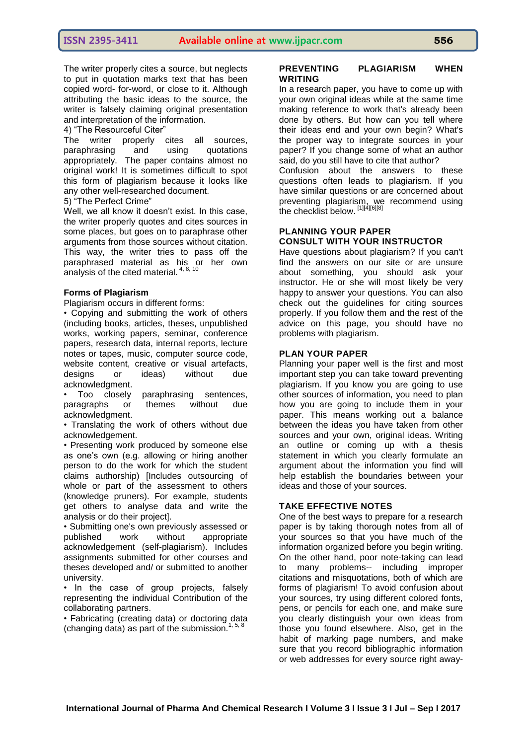The writer properly cites a source, but neglects to put in quotation marks text that has been copied word- for-word, or close to it. Although attributing the basic ideas to the source, the writer is falsely claiming original presentation and interpretation of the information.

4) "The Resourceful Citer"

The writer properly cites all sources, paraphrasing and using quotations appropriately. The paper contains almost no original work! It is sometimes difficult to spot this form of plagiarism because it looks like any other well-researched document.

5) "The Perfect Crime"

Well, we all know it doesn't exist. In this case, the writer properly quotes and cites sources in some places, but goes on to paraphrase other arguments from those sources without citation. This way, the writer tries to pass off the paraphrased material as his or her own analysis of the cited material. [4, 8, 10]

### Forms of Plagiarism

Plagiarism occurs in different forms:

- Copying and submitting the work of others (including books, articles, theses, unpublished works, working papers, seminar, conference papers, research data, internal reports, lecture notes or tapes, music, computer source code, website content, creative or visual artefacts, designs or ideas) without due acknowledgment.
- Too closely paraphrasing sentences, paragraphs or themes without due acknowledgment.
- Translating the work of others without due acknowledgement.
- Presenting work produced by someone else as one's own (e.g. allowing or hiring another person to do the work for which the student claims authorship) [Includes outsourcing of whole or part of the assessment to others (knowledge pruners). For example, students get others to analyse data and write the analysis or do their project].
- Submitting one's own previously assessed or published work without appropriate acknowledgement (self-plagiarism). Includes assignments submitted for other courses and theses developed and/ or submitted to another university.
- In the case of group projects, falsely representing the individual Contribution of the collaborating partners.
- Fabricating (creating data) or doctoring data (changing data) as part of the submission.[1, 5, 8]

### PREVENTING PLAGIARISM WHEN WRITING

In a research paper, you have to come up with your own original ideas while at the same time making reference to work that's already been done by others. But how can you tell where their ideas end and your own begin? What's the proper way to integrate sources in your paper? If you change some of what an author said, do you still have to cite that author?

Confusion about the answers to these questions often leads to plagiarism. If you have similar questions or are concerned about preventing plagiarism, we recommend using the checklist below. [1][4][6][8]

### PLANNING YOUR PAPER

### CONSULT WITH YOUR INSTRUCTOR

Have questions about plagiarism? If you can't find the answers on our site or are unsure about something, you should ask your instructor. He or she will most likely be very happy to answer your questions. You can also check out the guidelines for citing sources properly. If you follow them and the rest of the advice on this page, you should have no problems with plagiarism.

### PLAN YOUR PAPER

Planning your paper well is the first and most important step you can take toward preventing plagiarism. If you know you are going to use other sources of information, you need to plan how you are going to include them in your paper. This means working out a balance between the ideas you have taken from other sources and your own, original ideas. Writing an outline or coming up with a thesis statement in which you clearly formulate an argument about the information you find will help establish the boundaries between your ideas and those of your sources.

### TAKE EFFECTIVE NOTES

One of the best ways to prepare for a research paper is by taking thorough notes from all of your sources so that you have much of the information organized before you begin writing. On the other hand, poor note-taking can lead to many problems-- including improper citations and misquotations, both of which are forms of plagiarism! To avoid confusion about your sources, try using different colored fonts, pens, or pencils for each one, and make sure you clearly distinguish your own ideas from those you found elsewhere. Also, get in the habit of marking page numbers, and make sure that you record bibliographic information or web addresses for every source right away-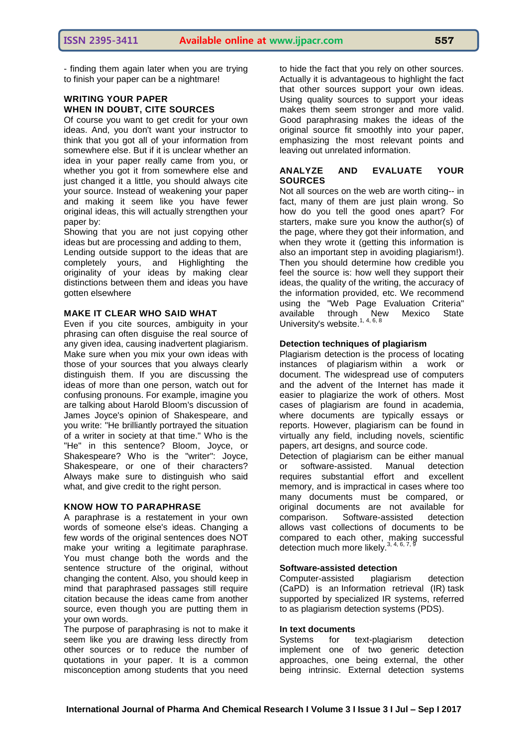- finding them again later when you are trying to finish your paper can be a nightmare!

## WRITING YOUR PAPER

## WHEN IN DOUBT, CITE SOURCES

Of course you want to get credit for your own ideas. And, you don't want your instructor to think that you got all of your information from somewhere else. But if it is unclear whether an idea in your paper really came from you, or whether you got it from somewhere else and just changed it a little, you should always cite your source. Instead of weakening your paper and making it seem like you have fewer original ideas, this will actually strengthen your paper by:

Showing that you are not just copying other ideas but are processing and adding to them,
Lending outside support to the ideas that are completely yours, and Highlighting the originality of your ideas by making clear distinctions between them and ideas you have gotten elsewhere

## MAKE IT CLEAR WHO SAID WHAT

Even if you cite sources, ambiguity in your phrasing can often disguise the real source of any given idea, causing inadvertent plagiarism. Make sure when you mix your own ideas with those of your sources that you always clearly distinguish them. If you are discussing the ideas of more than one person, watch out for confusing pronouns. For example, imagine you are talking about Harold Bloom's discussion of James Joyce's opinion of Shakespeare, and you write: "He brilliantly portrayed the situation of a writer in society at that time." Who is the "He" in this sentence? Bloom, Joyce, or Shakespeare? Who is the "writer": Joyce, Shakespeare, or one of their characters? Always make sure to distinguish who said what, and give credit to the right person.

## KNOW HOW TO PARAPHRASE

A paraphrase is a restatement in your own words of someone else's ideas. Changing a few words of the original sentences does NOT make your writing a legitimate paraphrase. You must change both the words and the sentence structure of the original, without changing the content. Also, you should keep in mind that paraphrased passages still require citation because the ideas came from another source, even though you are putting them in your own words.

The purpose of paraphrasing is not to make it seem like you are drawing less directly from other sources or to reduce the number of quotations in your paper. It is a common misconception among students that you need to hide the fact that you rely on other sources. Actually it is advantageous to highlight the fact that other sources support your own ideas. Using quality sources to support your ideas makes them seem stronger and more valid. Good paraphrasing makes the ideas of the original source fit smoothly into your paper, emphasizing the most relevant points and leaving out unrelated information.

## ANALYZE AND EVALUATE YOUR SOURCES

Not all sources on the web are worth citing-- in fact, many of them are just plain wrong. So how do you tell the good ones apart? For starters, make sure you know the author(s) of the page, where they got their information, and when they wrote it (getting this information is also an important step in avoiding plagiarism!). Then you should determine how credible you feel the source is: how well they support their ideas, the quality of the writing, the accuracy of the information provided, etc. We recommend using the "Web Page Evaluation Criteria" available through New Mexico State University's website.[1, 4, 6, 8]

### Detection techniques of plagiarism

Plagiarism detection is the process of locating instances of plagiarism within a work or document. The widespread use of computers and the advent of the Internet has made it easier to plagiarize the work of others. Most cases of plagiarism are found in academia, where documents are typically essays or reports. However, plagiarism can be found in virtually any field, including novels, scientific papers, art designs, and source code.

Detection of plagiarism can be either manual or software-assisted. Manual detection requires substantial effort and excellent memory, and is impractical in cases where too many documents must be compared, or original documents are not available for comparison. Software-assisted detection allows vast collections of documents to be compared to each other, making successful detection much more likely.[3, 4, 6, 7, 9]

### Software-assisted detection

Computer-assisted plagiarism detection (CaPD) is an Information retrieval (IR) task supported by specialized IR systems, referred to as plagiarism detection systems (PDS).

### In text documents

Systems for text-plagiarism detection implement one of two generic detection approaches, one being external, the other being intrinsic. External detection systems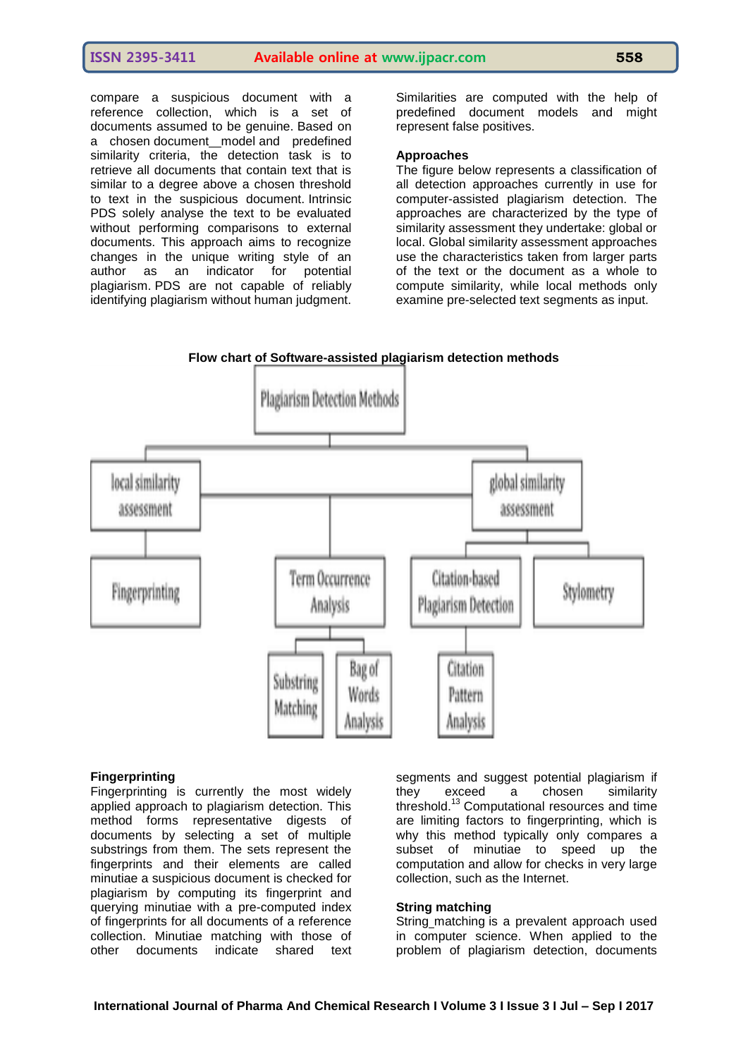compare a suspicious document with a reference collection, which is a set of documents assumed to be genuine. Based on a chosen document_model and predefined similarity criteria, the detection task is to retrieve all documents that contain text that is similar to a degree above a chosen threshold to text in the suspicious document. Intrinsic PDS solely analyse the text to be evaluated without performing comparisons to external documents. This approach aims to recognize changes in the unique writing style of an author as an indicator for potential plagiarism. PDS are not capable of reliably identifying plagiarism without human judgment. Similarities are computed with the help of predefined document models and might represent false positives.

**Approaches**

The figure below represents a classification of all detection approaches currently in use for computer-assisted plagiarism detection. The approaches are characterized by the type of similarity assessment they undertake: global or local. Global similarity assessment approaches use the characteristics taken from larger parts of the text or the document as a whole to compute similarity, while local methods only examine pre-selected text segments as input.

**Flow chart of Software-assisted plagiarism detection methods**

- Plagiarism Detection Methods
  - local similarity assessment
    - Fingerprinting
    - Term Occurrence Analysis
      - Substring Matching
      - Bag of Words Analysis
  - global similarity assessment
    - Term Occurrence Analysis
    - Citation-based Plagiarism Detection
      - Citation Pattern Analysis
    - Stylometry

**Fingerprinting**

Fingerprinting is currently the most widely applied approach to plagiarism detection. This method forms representative digests of documents by selecting a set of multiple substrings from them. The sets represent the fingerprints and their elements are called minutiae a suspicious document is checked for plagiarism by computing its fingerprint and querying minutiae with a pre-computed index of fingerprints for all documents of a reference collection. Minutiae matching with those of other documents indicate shared text segments and suggest potential plagiarism if they exceed a chosen similarity threshold.[13] Computational resources and time are limiting factors to fingerprinting, which is why this method typically only compares a subset of minutiae to speed up the computation and allow for checks in very large collection, such as the Internet.

**String matching**

String_matching is a prevalent approach used in computer science. When applied to the problem of plagiarism detection, documents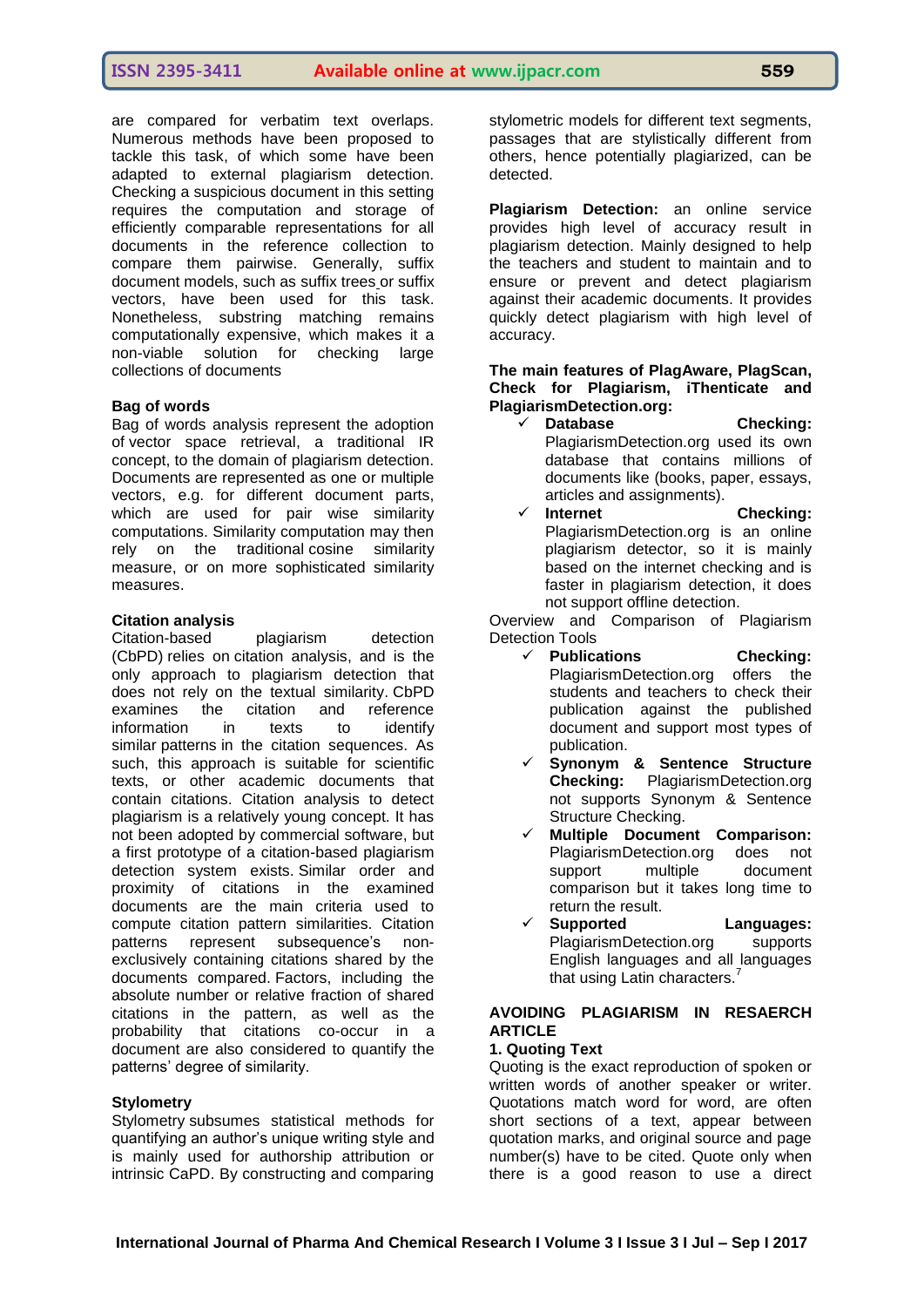are compared for verbatim text overlaps. Numerous methods have been proposed to tackle this task, of which some have been adapted to external plagiarism detection. Checking a suspicious document in this setting requires the computation and storage of efficiently comparable representations for all documents in the reference collection to compare them pairwise. Generally, suffix document models, such as suffix trees or suffix vectors, have been used for this task. Nonetheless, substring matching remains computationally expensive, which makes it a non-viable solution for checking large collections of documents

**Bag of words**

Bag of words analysis represent the adoption of vector space retrieval, a traditional IR concept, to the domain of plagiarism detection. Documents are represented as one or multiple vectors, e.g. for different document parts, which are used for pair wise similarity computations. Similarity computation may then rely on the traditional cosine similarity measure, or on more sophisticated similarity measures.

**Citation analysis**

Citation-based plagiarism detection (CbPD) relies on citation analysis, and is the only approach to plagiarism detection that does not rely on the textual similarity. CbPD examines the citation and reference information in texts to identify similar patterns in the citation sequences. As such, this approach is suitable for scientific texts, or other academic documents that contain citations. Citation analysis to detect plagiarism is a relatively young concept. It has not been adopted by commercial software, but a first prototype of a citation-based plagiarism detection system exists. Similar order and proximity of citations in the examined documents are the main criteria used to compute citation pattern similarities. Citation patterns represent subsequence's non-exclusively containing citations shared by the documents compared. Factors, including the absolute number or relative fraction of shared citations in the pattern, as well as the probability that citations co-occur in a document are also considered to quantify the patterns' degree of similarity.

**Stylometry**

Stylometry subsumes statistical methods for quantifying an author's unique writing style and is mainly used for authorship attribution or intrinsic CaPD. By constructing and comparing stylometric models for different text segments, passages that are stylistically different from others, hence potentially plagiarized, can be detected.

**Plagiarism Detection:** an online service provides high level of accuracy result in plagiarism detection. Mainly designed to help the teachers and student to maintain and to ensure or prevent and detect plagiarism against their academic documents. It provides quickly detect plagiarism with high level of accuracy.

**The main features of PlagAware, PlagScan, Check for Plagiarism, iThenticate and PlagiarismDetection.org:**

- ✓ **Database Checking:** PlagiarismDetection.org used its own database that contains millions of documents like (books, paper, essays, articles and assignments).
- ✓ **Internet Checking:** PlagiarismDetection.org is an online plagiarism detector, so it is mainly based on the internet checking and is faster in plagiarism detection, it does not support offline detection.

Overview and Comparison of Plagiarism Detection Tools

- ✓ **Publications Checking:** PlagiarismDetection.org offers the students and teachers to check their publication against the published document and support most types of publication.
- ✓ **Synonym & Sentence Structure Checking:** PlagiarismDetection.org not supports Synonym & Sentence Structure Checking.
- ✓ **Multiple Document Comparison:** PlagiarismDetection.org does not support multiple document comparison but it takes long time to return the result.
- ✓ **Supported Languages:** PlagiarismDetection.org supports English languages and all languages that using Latin characters.[7]

**AVOIDING PLAGIARISM IN RESAERCH ARTICLE**

**1. Quoting Text**

Quoting is the exact reproduction of spoken or written words of another speaker or writer. Quotations match word for word, are often short sections of a text, appear between quotation marks, and original source and page number(s) have to be cited. Quote only when there is a good reason to use a direct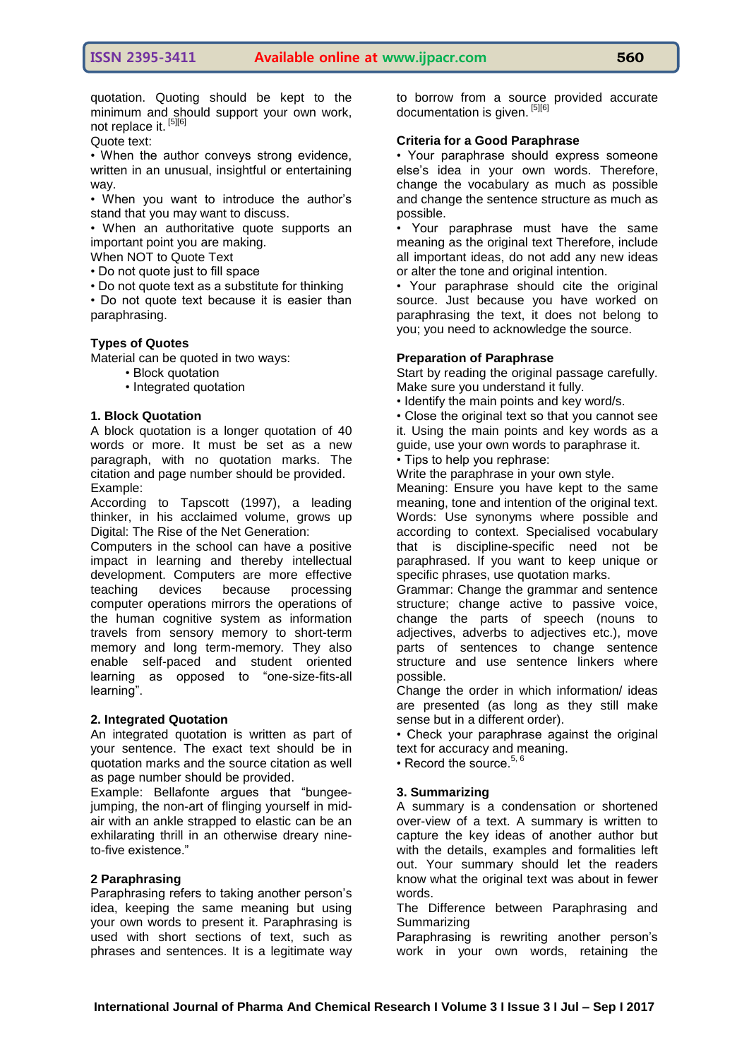quotation. Quoting should be kept to the minimum and should support your own work, not replace it.[5][6]

Quote text:

• When the author conveys strong evidence, written in an unusual, insightful or entertaining way.

• When you want to introduce the author's stand that you may want to discuss.

• When an authoritative quote supports an important point you are making.

When NOT to Quote Text

• Do not quote just to fill space

• Do not quote text as a substitute for thinking

• Do not quote text because it is easier than paraphrasing.

### Types of Quotes

Material can be quoted in two ways:

- Block quotation
- Integrated quotation

### 1. Block Quotation

A block quotation is a longer quotation of 40 words or more. It must be set as a new paragraph, with no quotation marks. The citation and page number should be provided.

Example:

According to Tapscott (1997), a leading thinker, in his acclaimed volume, grows up Digital: The Rise of the Net Generation:

Computers in the school can have a positive impact in learning and thereby intellectual development. Computers are more effective teaching devices because processing computer operations mirrors the operations of the human cognitive system as information travels from sensory memory to short-term memory and long term-memory. They also enable self-paced and student oriented learning as opposed to "one-size-fits-all learning".

### 2. Integrated Quotation

An integrated quotation is written as part of your sentence. The exact text should be in quotation marks and the source citation as well as page number should be provided.

Example: Bellafonte argues that "bungee-jumping, the non-art of flinging yourself in mid-air with an ankle strapped to elastic can be an exhilarating thrill in an otherwise dreary nine-to-five existence."

### 2 Paraphrasing

Paraphrasing refers to taking another person's idea, keeping the same meaning but using your own words to present it. Paraphrasing is used with short sections of text, such as phrases and sentences. It is a legitimate way to borrow from a source provided accurate documentation is given.[5][6]

### Criteria for a Good Paraphrase

• Your paraphrase should express someone else's idea in your own words. Therefore, change the vocabulary as much as possible and change the sentence structure as much as possible.

• Your paraphrase must have the same meaning as the original text Therefore, include all important ideas, do not add any new ideas or alter the tone and original intention.

• Your paraphrase should cite the original source. Just because you have worked on paraphrasing the text, it does not belong to you; you need to acknowledge the source.

### Preparation of Paraphrase

Start by reading the original passage carefully. Make sure you understand it fully.

• Identify the main points and key word/s.

• Close the original text so that you cannot see it. Using the main points and key words as a guide, use your own words to paraphrase it.

• Tips to help you rephrase:

Write the paraphrase in your own style.

Meaning: Ensure you have kept to the same meaning, tone and intention of the original text.

Words: Use synonyms where possible and according to context. Specialised vocabulary that is discipline-specific need not be paraphrased. If you want to keep unique or specific phrases, use quotation marks.

Grammar: Change the grammar and sentence structure; change active to passive voice, change the parts of speech (nouns to adjectives, adverbs to adjectives etc.), move parts of sentences to change sentence structure and use sentence linkers where possible.

Change the order in which information/ ideas are presented (as long as they still make sense but in a different order).

• Check your paraphrase against the original text for accuracy and meaning.

• Record the source.[5, 6]

### 3. Summarizing

A summary is a condensation or shortened over-view of a text. A summary is written to capture the key ideas of another author but with the details, examples and formalities left out. Your summary should let the readers know what the original text was about in fewer words.

The Difference between Paraphrasing and Summarizing

Paraphrasing is rewriting another person's work in your own words, retaining the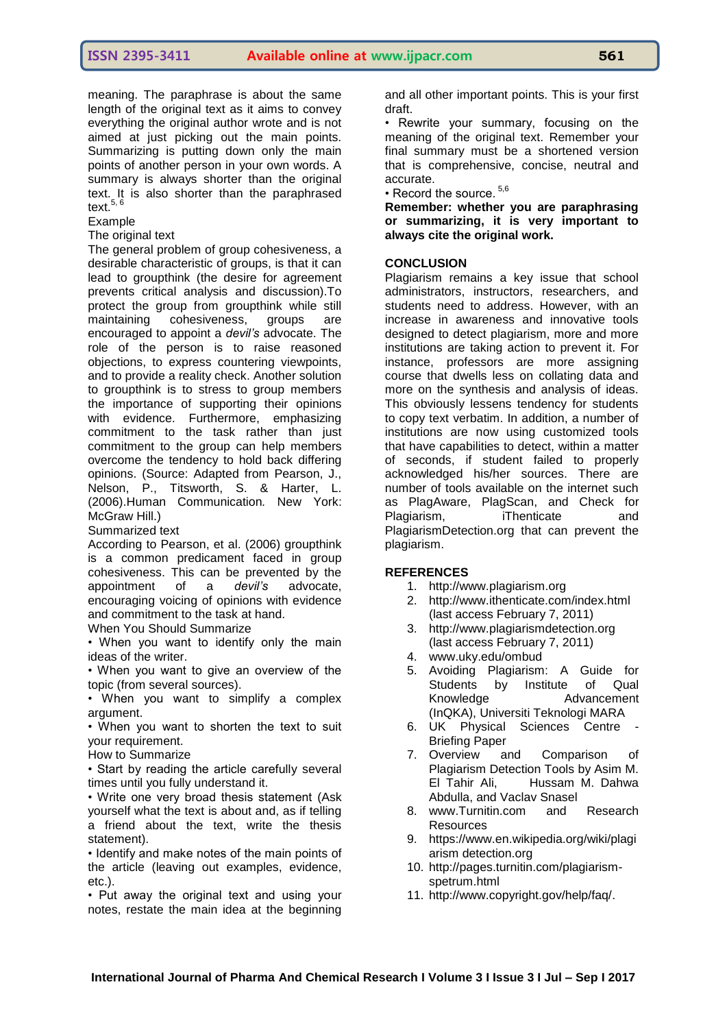meaning. The paraphrase is about the same length of the original text as it aims to convey everything the original author wrote and is not aimed at just picking out the main points. Summarizing is putting down only the main points of another person in your own words. A summary is always shorter than the original text. It is also shorter than the paraphrased text.[5, 6]

Example

The original text

The general problem of group cohesiveness, a desirable characteristic of groups, is that it can lead to groupthink (the desire for agreement prevents critical analysis and discussion).To protect the group from groupthink while still maintaining cohesiveness, groups are encouraged to appoint a *devil's* advocate. The role of the person is to raise reasoned objections, to express countering viewpoints, and to provide a reality check. Another solution to groupthink is to stress to group members the importance of supporting their opinions with evidence. Furthermore, emphasizing commitment to the task rather than just commitment to the group can help members overcome the tendency to hold back differing opinions. (Source: Adapted from Pearson, J., Nelson, P., Titsworth, S. & Harter, L. (2006).Human Communication*.* New York: McGraw Hill.)

Summarized text

According to Pearson, et al. (2006) groupthink is a common predicament faced in group cohesiveness. This can be prevented by the appointment of a *devil's* advocate, encouraging voicing of opinions with evidence and commitment to the task at hand.

When You Should Summarize

- When you want to identify only the main ideas of the writer.
- When you want to give an overview of the topic (from several sources).
- When you want to simplify a complex argument.
- When you want to shorten the text to suit your requirement.

How to Summarize

- Start by reading the article carefully several times until you fully understand it.
- Write one very broad thesis statement (Ask yourself what the text is about and, as if telling a friend about the text, write the thesis statement).
- Identify and make notes of the main points of the article (leaving out examples, evidence, etc.).
- Put away the original text and using your notes, restate the main idea at the beginning and all other important points. This is your first draft.
- Rewrite your summary, focusing on the meaning of the original text. Remember your final summary must be a shortened version that is comprehensive, concise, neutral and accurate.
- Record the source.[5,6]

**Remember: whether you are paraphrasing or summarizing, it is very important to always cite the original work.**

## CONCLUSION

Plagiarism remains a key issue that school administrators, instructors, researchers, and students need to address. However, with an increase in awareness and innovative tools designed to detect plagiarism, more and more institutions are taking action to prevent it. For instance, professors are more assigning course that dwells less on collating data and more on the synthesis and analysis of ideas. This obviously lessens tendency for students to copy text verbatim. In addition, a number of institutions are now using customized tools that have capabilities to detect, within a matter of seconds, if student failed to properly acknowledged his/her sources. There are number of tools available on the internet such as PlagAware, PlagScan, and Check for Plagiarism, iThenticate and PlagiarismDetection.org that can prevent the plagiarism.

## REFERENCES

1. http://www.plagiarism.org
2. http://www.ithenticate.com/index.html (last access February 7, 2011)
3. http://www.plagiarismdetection.org (last access February 7, 2011)
4. www.uky.edu/ombud
5. Avoiding Plagiarism: A Guide for Students by Institute of Qual Knowledge Advancement (InQKA), Universiti Teknologi MARA
6. UK Physical Sciences Centre - Briefing Paper
7. Overview and Comparison of Plagiarism Detection Tools by Asim M. El Tahir Ali, Hussam M. Dahwa Abdulla, and Vaclav Snasel
8. www.Turnitin.com and Research Resources
9. https://www.en.wikipedia.org/wiki/plagiarism detection.org
10. http://pages.turnitin.com/plagiarism-spetrum.html
11. http://www.copyright.gov/help/faq/.